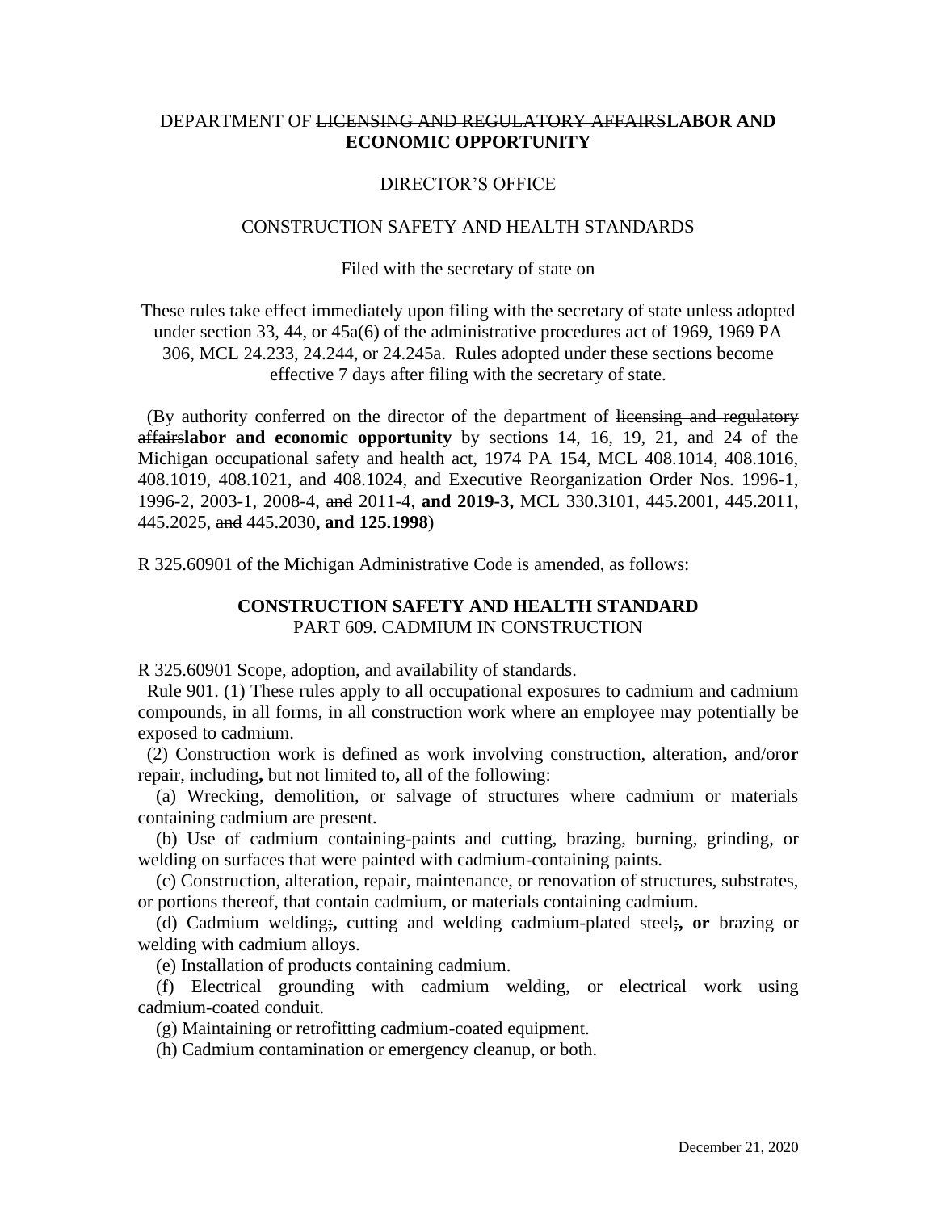DEPARTMENT OF ~~LICENSING AND REGULATORY AFFAIRS~~**LABOR AND ECONOMIC OPPORTUNITY**

DIRECTOR'S OFFICE

CONSTRUCTION SAFETY AND HEALTH STANDARD~~S~~

Filed with the secretary of state on

These rules take effect immediately upon filing with the secretary of state unless adopted under section 33, 44, or 45a(6) of the administrative procedures act of 1969, 1969 PA 306, MCL 24.233, 24.244, or 24.245a. Rules adopted under these sections become effective 7 days after filing with the secretary of state.

(By authority conferred on the director of the department of ~~licensing and regulatory affairs~~**labor and economic opportunity** by sections 14, 16, 19, 21, and 24 of the Michigan occupational safety and health act, 1974 PA 154, MCL 408.1014, 408.1016, 408.1019, 408.1021, and 408.1024, and Executive Reorganization Order Nos. 1996-1, 1996-2, 2003-1, 2008-4, ~~and~~ 2011-4, **and 2019-3,** MCL 330.3101, 445.2001, 445.2011, 445.2025, ~~and~~ 445.2030**, and 125.1998**)

R 325.60901 of the Michigan Administrative Code is amended, as follows:

**CONSTRUCTION SAFETY AND HEALTH STANDARD**
PART 609. CADMIUM IN CONSTRUCTION

R 325.60901 Scope, adoption, and availability of standards.

Rule 901. (1) These rules apply to all occupational exposures to cadmium and cadmium compounds, in all forms, in all construction work where an employee may potentially be exposed to cadmium.

(2) Construction work is defined as work involving construction, alteration**,** ~~and/or~~**or** repair, including**,** but not limited to**,** all of the following:

(a) Wrecking, demolition, or salvage of structures where cadmium or materials containing cadmium are present.

(b) Use of cadmium containing-paints and cutting, brazing, burning, grinding, or welding on surfaces that were painted with cadmium-containing paints.

(c) Construction, alteration, repair, maintenance, or renovation of structures, substrates, or portions thereof, that contain cadmium, or materials containing cadmium.

(d) Cadmium welding~~;~~**,** cutting and welding cadmium-plated steel~~;~~**, or** brazing or welding with cadmium alloys.

(e) Installation of products containing cadmium.

(f) Electrical grounding with cadmium welding, or electrical work using cadmium-coated conduit.

(g) Maintaining or retrofitting cadmium-coated equipment.

(h) Cadmium contamination or emergency cleanup, or both.

December 21, 2020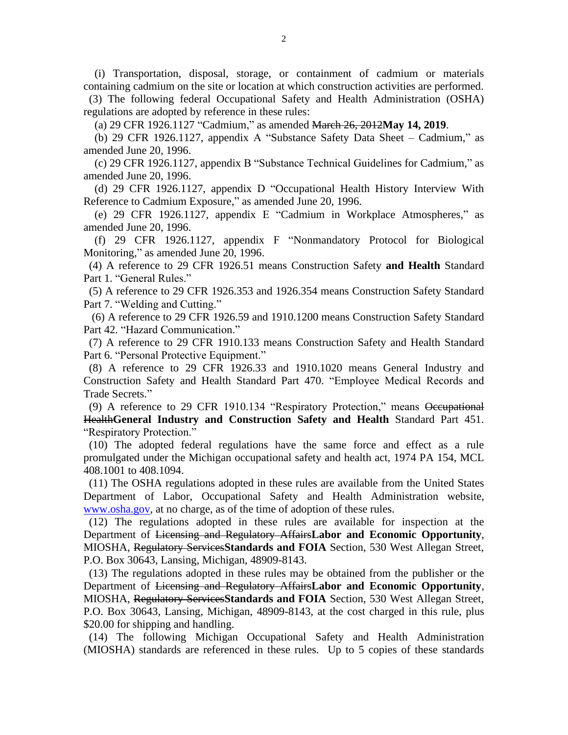(i) Transportation, disposal, storage, or containment of cadmium or materials containing cadmium on the site or location at which construction activities are performed.

(3) The following federal Occupational Safety and Health Administration (OSHA) regulations are adopted by reference in these rules:

(a) 29 CFR 1926.1127 “Cadmium,” as amended ~~March 26, 2012~~**May 14, 2019**.

(b) 29 CFR 1926.1127, appendix A “Substance Safety Data Sheet – Cadmium,” as amended June 20, 1996.

(c) 29 CFR 1926.1127, appendix B “Substance Technical Guidelines for Cadmium,” as amended June 20, 1996.

(d) 29 CFR 1926.1127, appendix D “Occupational Health History Interview With Reference to Cadmium Exposure,” as amended June 20, 1996.

(e) 29 CFR 1926.1127, appendix E “Cadmium in Workplace Atmospheres,” as amended June 20, 1996.

(f) 29 CFR 1926.1127, appendix F “Nonmandatory Protocol for Biological Monitoring,” as amended June 20, 1996.

(4) A reference to 29 CFR 1926.51 means Construction Safety **and Health** Standard Part 1. “General Rules.”

(5) A reference to 29 CFR 1926.353 and 1926.354 means Construction Safety Standard Part 7. “Welding and Cutting.”

(6) A reference to 29 CFR 1926.59 and 1910.1200 means Construction Safety Standard Part 42. “Hazard Communication.”

(7) A reference to 29 CFR 1910.133 means Construction Safety and Health Standard Part 6. “Personal Protective Equipment.”

(8) A reference to 29 CFR 1926.33 and 1910.1020 means General Industry and Construction Safety and Health Standard Part 470. “Employee Medical Records and Trade Secrets.”

(9) A reference to 29 CFR 1910.134 “Respiratory Protection,” means ~~Occupational Health~~**General Industry and Construction Safety and Health** Standard Part 451. “Respiratory Protection.”

(10) The adopted federal regulations have the same force and effect as a rule promulgated under the Michigan occupational safety and health act, 1974 PA 154, MCL 408.1001 to 408.1094.

(11) The OSHA regulations adopted in these rules are available from the United States Department of Labor, Occupational Safety and Health Administration website, [www.osha.gov](http://www.osha.gov), at no charge, as of the time of adoption of these rules.

(12) The regulations adopted in these rules are available for inspection at the Department of ~~Licensing and Regulatory Affairs~~**Labor and Economic Opportunity**, MIOSHA, ~~Regulatory Services~~**Standards and FOIA** Section, 530 West Allegan Street, P.O. Box 30643, Lansing, Michigan, 48909-8143.

(13) The regulations adopted in these rules may be obtained from the publisher or the Department of ~~Licensing and Regulatory Affairs~~**Labor and Economic Opportunity**, MIOSHA, ~~Regulatory Services~~**Standards and FOIA** Section, 530 West Allegan Street, P.O. Box 30643, Lansing, Michigan, 48909-8143, at the cost charged in this rule, plus $20.00 for shipping and handling.

(14) The following Michigan Occupational Safety and Health Administration (MIOSHA) standards are referenced in these rules. Up to 5 copies of these standards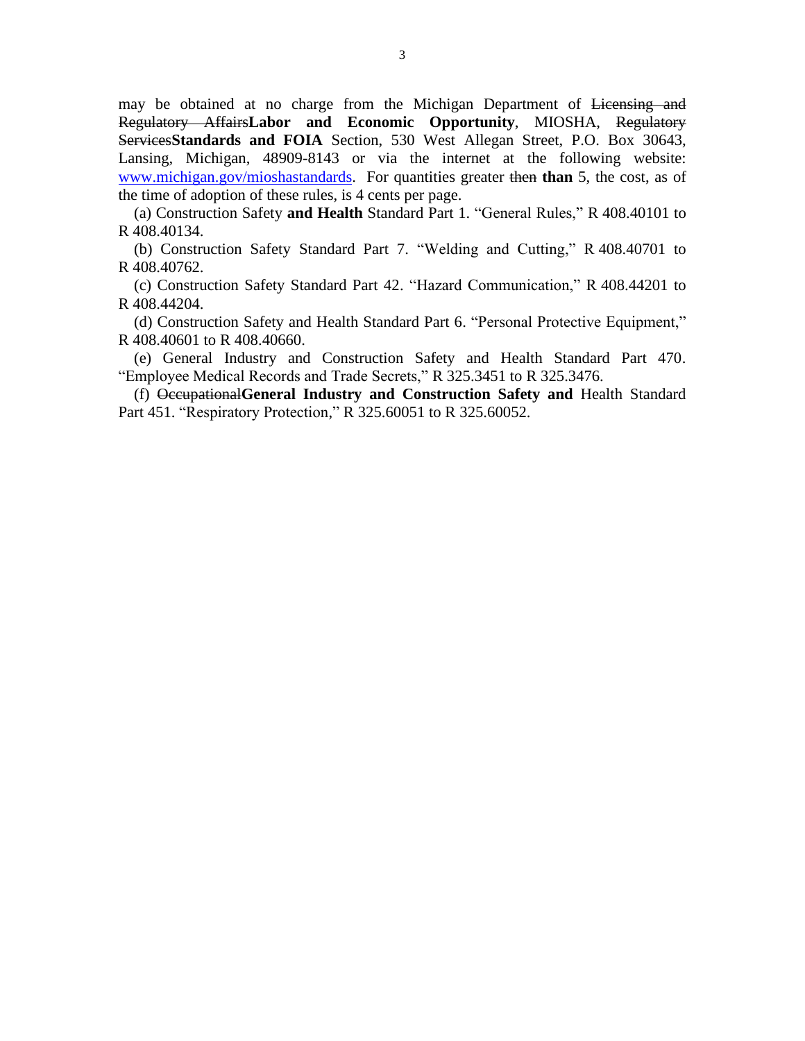may be obtained at no charge from the Michigan Department of ~~Licensing and Regulatory Affairs~~**Labor and Economic Opportunity**, MIOSHA, ~~Regulatory Services~~**Standards and FOIA** Section, 530 West Allegan Street, P.O. Box 30643, Lansing, Michigan, 48909-8143 or via the internet at the following website: [www.michigan.gov/mioshastandards](www.michigan.gov/mioshastandards). For quantities greater ~~then~~ **than** 5, the cost, as of the time of adoption of these rules, is 4 cents per page.

(a) Construction Safety **and Health** Standard Part 1. "General Rules," R 408.40101 to R 408.40134.

(b) Construction Safety Standard Part 7. "Welding and Cutting," R 408.40701 to R 408.40762.

(c) Construction Safety Standard Part 42. "Hazard Communication," R 408.44201 to R 408.44204.

(d) Construction Safety and Health Standard Part 6. "Personal Protective Equipment," R 408.40601 to R 408.40660.

(e) General Industry and Construction Safety and Health Standard Part 470. "Employee Medical Records and Trade Secrets," R 325.3451 to R 325.3476.

(f) ~~Occupational~~**General Industry and Construction Safety and** Health Standard Part 451. "Respiratory Protection," R 325.60051 to R 325.60052.